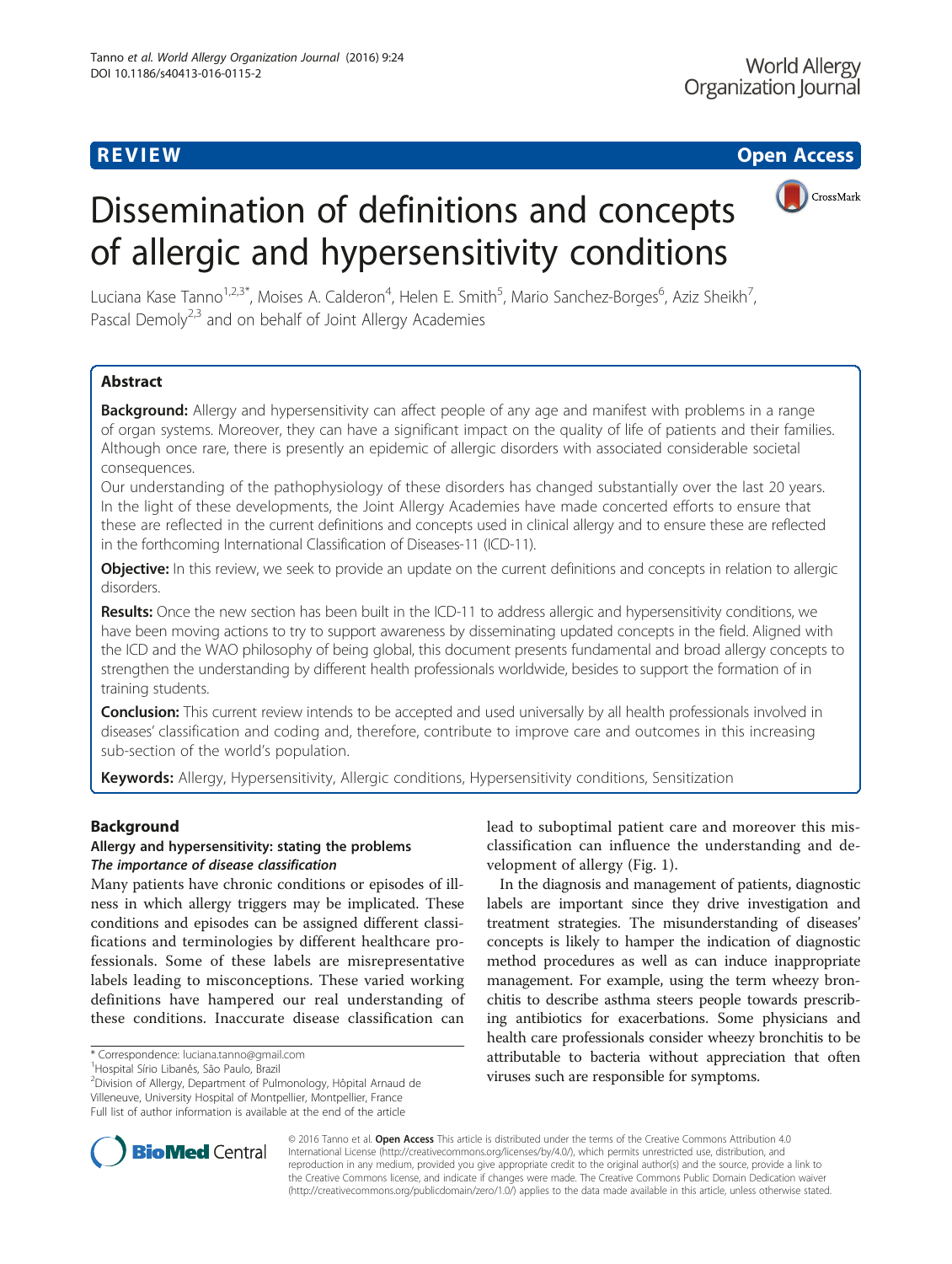**REVIEW** **Open Access**

# Dissemination of definitions and concepts of allergic and hypersensitivity conditions

Luciana Kase Tanno[1,2,3*], Moises A. Calderon[4], Helen E. Smith[5], Mario Sanchez-Borges[6], Aziz Sheikh[7], Pascal Demoly[2,3] and on behalf of Joint Allergy Academies

## Abstract

**Background:** Allergy and hypersensitivity can affect people of any age and manifest with problems in a range of organ systems. Moreover, they can have a significant impact on the quality of life of patients and their families. Although once rare, there is presently an epidemic of allergic disorders with associated considerable societal consequences.

Our understanding of the pathophysiology of these disorders has changed substantially over the last 20 years. In the light of these developments, the Joint Allergy Academies have made concerted efforts to ensure that these are reflected in the current definitions and concepts used in clinical allergy and to ensure these are reflected in the forthcoming International Classification of Diseases-11 (ICD-11).

**Objective:** In this review, we seek to provide an update on the current definitions and concepts in relation to allergic disorders.

**Results:** Once the new section has been built in the ICD-11 to address allergic and hypersensitivity conditions, we have been moving actions to try to support awareness by disseminating updated concepts in the field. Aligned with the ICD and the WAO philosophy of being global, this document presents fundamental and broad allergy concepts to strengthen the understanding by different health professionals worldwide, besides to support the formation of in training students.

**Conclusion:** This current review intends to be accepted and used universally by all health professionals involved in diseases' classification and coding and, therefore, contribute to improve care and outcomes in this increasing sub-section of the world's population.

**Keywords:** Allergy, Hypersensitivity, Allergic conditions, Hypersensitivity conditions, Sensitization

## Background

### Allergy and hypersensitivity: stating the problems

#### *The importance of disease classification*

Many patients have chronic conditions or episodes of illness in which allergy triggers may be implicated. These conditions and episodes can be assigned different classifications and terminologies by different healthcare professionals. Some of these labels are misrepresentative labels leading to misconceptions. These varied working definitions have hampered our real understanding of these conditions. Inaccurate disease classification can lead to suboptimal patient care and moreover this misclassification can influence the understanding and development of allergy (Fig. 1).

In the diagnosis and management of patients, diagnostic labels are important since they drive investigation and treatment strategies. The misunderstanding of diseases' concepts is likely to hamper the indication of diagnostic method procedures as well as can induce inappropriate management. For example, using the term wheezy bronchitis to describe asthma steers people towards prescribing antibiotics for exacerbations. Some physicians and health care professionals consider wheezy bronchitis to be attributable to bacteria without appreciation that often viruses such are responsible for symptoms.

\* Correspondence: luciana.tanno@gmail.com
[1]Hospital Sírio Libanês, São Paulo, Brazil
[2]Division of Allergy, Department of Pulmonology, Hôpital Arnaud de Villeneuve, University Hospital of Montpellier, Montpellier, France
Full list of author information is available at the end of the article

© 2016 Tanno et al. **Open Access** This article is distributed under the terms of the Creative Commons Attribution 4.0 International License (http://creativecommons.org/licenses/by/4.0/), which permits unrestricted use, distribution, and reproduction in any medium, provided you give appropriate credit to the original author(s) and the source, provide a link to the Creative Commons license, and indicate if changes were made. The Creative Commons Public Domain Dedication waiver (http://creativecommons.org/publicdomain/zero/1.0/) applies to the data made available in this article, unless otherwise stated.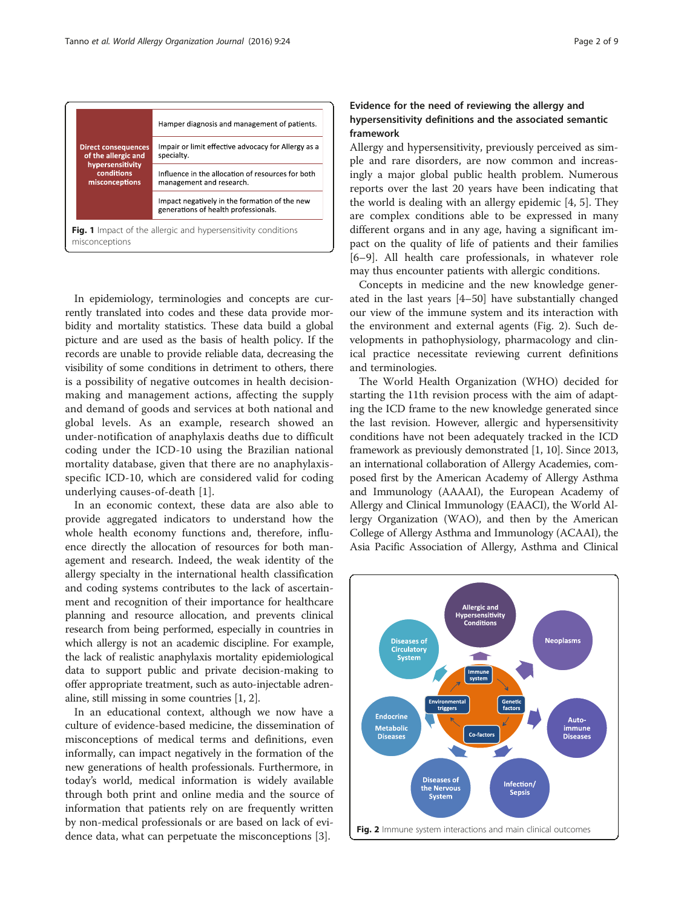| Direct consequences of the allergic and hypersensitivity conditions misconceptions | Hamper diagnosis and management of patients. |
|---|---|
| | Impair or limit effective advocacy for Allergy as a specialty. |
| | Influence in the allocation of resources for both management and research. |
| | Impact negatively in the formation of the new generations of health professionals. |

**Fig. 1** Impact of the allergic and hypersensitivity conditions misconceptions

In epidemiology, terminologies and concepts are currently translated into codes and these data provide morbidity and mortality statistics. These data build a global picture and are used as the basis of health policy. If the records are unable to provide reliable data, decreasing the visibility of some conditions in detriment to others, there is a possibility of negative outcomes in health decision-making and management actions, affecting the supply and demand of goods and services at both national and global levels. As an example, research showed an under-notification of anaphylaxis deaths due to difficult coding under the ICD-10 using the Brazilian national mortality database, given that there are no anaphylaxis-specific ICD-10, which are considered valid for coding underlying causes-of-death [1].

In an economic context, these data are also able to provide aggregated indicators to understand how the whole health economy functions and, therefore, influence directly the allocation of resources for both management and research. Indeed, the weak identity of the allergy specialty in the international health classification and coding systems contributes to the lack of ascertainment and recognition of their importance for healthcare planning and resource allocation, and prevents clinical research from being performed, especially in countries in which allergy is not an academic discipline. For example, the lack of realistic anaphylaxis mortality epidemiological data to support public and private decision-making to offer appropriate treatment, such as auto-injectable adrenaline, still missing in some countries [1, 2].

In an educational context, although we now have a culture of evidence-based medicine, the dissemination of misconceptions of medical terms and definitions, even informally, can impact negatively in the formation of the new generations of health professionals. Furthermore, in today's world, medical information is widely available through both print and online media and the source of information that patients rely on are frequently written by non-medical professionals or are based on lack of evidence data, what can perpetuate the misconceptions [3].

## Evidence for the need of reviewing the allergy and hypersensitivity definitions and the associated semantic framework

Allergy and hypersensitivity, previously perceived as simple and rare disorders, are now common and increasingly a major global public health problem. Numerous reports over the last 20 years have been indicating that the world is dealing with an allergy epidemic [4, 5]. They are complex conditions able to be expressed in many different organs and in any age, having a significant impact on the quality of life of patients and their families [6–9]. All health care professionals, in whatever role may thus encounter patients with allergic conditions.

Concepts in medicine and the new knowledge generated in the last years [4–50] have substantially changed our view of the immune system and its interaction with the environment and external agents (Fig. 2). Such developments in pathophysiology, pharmacology and clinical practice necessitate reviewing current definitions and terminologies.

The World Health Organization (WHO) decided for starting the 11th revision process with the aim of adapting the ICD frame to the new knowledge generated since the last revision. However, allergic and hypersensitivity conditions have not been adequately tracked in the ICD framework as previously demonstrated [1, 10]. Since 2013, an international collaboration of Allergy Academies, composed first by the American Academy of Allergy Asthma and Immunology (AAAAI), the European Academy of Allergy and Clinical Immunology (EAACI), the World Allergy Organization (WAO), and then by the American College of Allergy Asthma and Immunology (ACAAI), the Asia Pacific Association of Allergy, Asthma and Clinical

**Fig. 2** Immune system interactions and main clinical outcomes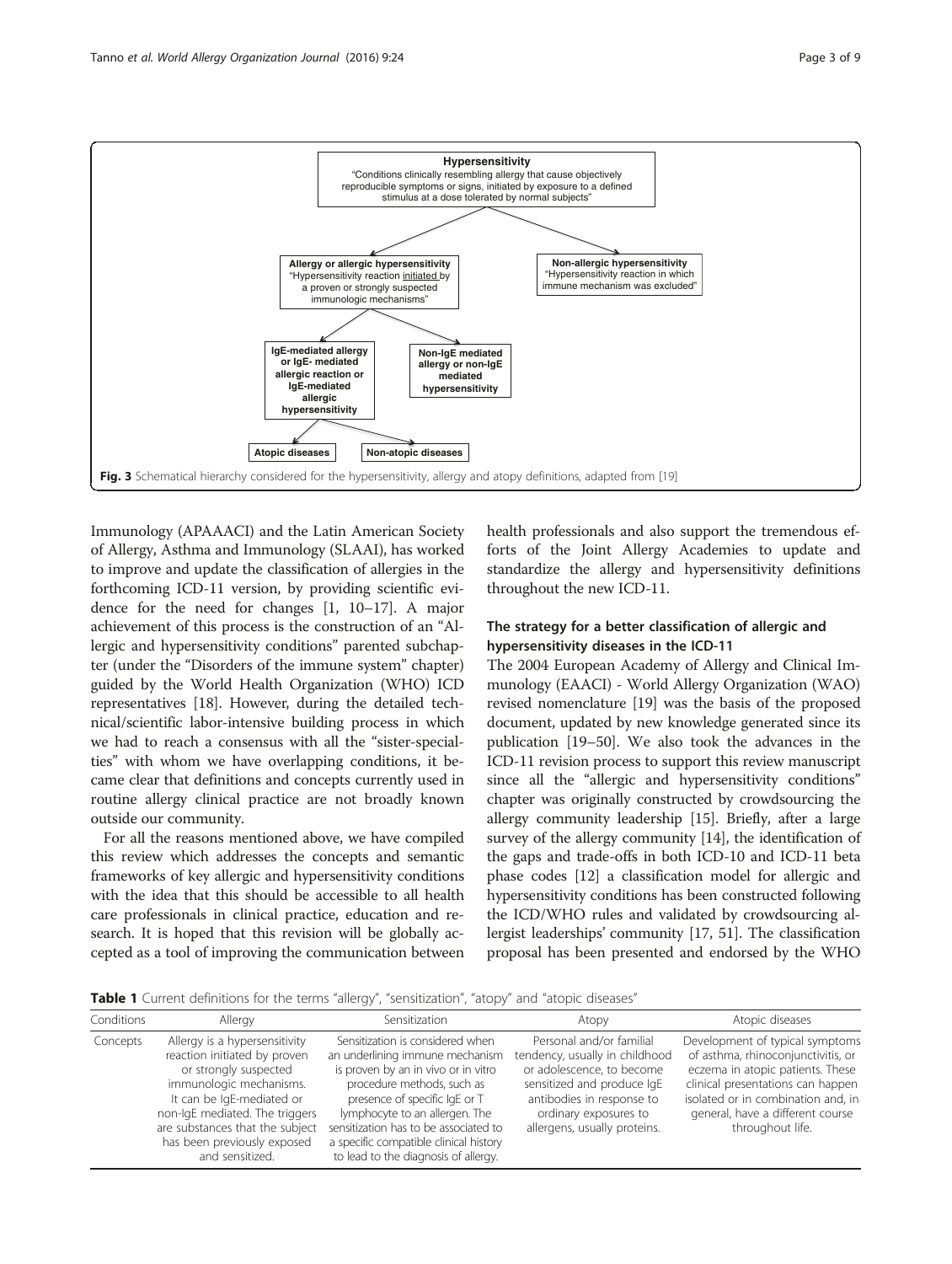**Hypersensitivity**
"Conditions clinically resembling allergy that cause objectively reproducible symptoms or signs, initiated by exposure to a defined stimulus at a dose tolerated by normal subjects"

- **Allergy or allergic hypersensitivity**
  "Hypersensitivity reaction initiated by a proven or strongly suspected immunologic mechanisms"
  - **IgE-mediated allergy or IgE- mediated allergic reaction or IgE-mediated allergic hypersensitivity**
    - **Atopic diseases**
    - **Non-atopic diseases**
  - **Non-IgE mediated allergy or non-IgE mediated hypersensitivity**
- **Non-allergic hypersensitivity**
  "Hypersensitivity reaction in which immune mechanism was excluded"

**Fig. 3** Schematical hierarchy considered for the hypersensitivity, allergy and atopy definitions, adapted from [19]

Immunology (APAAACI) and the Latin American Society of Allergy, Asthma and Immunology (SLAAI), has worked to improve and update the classification of allergies in the forthcoming ICD-11 version, by providing scientific evidence for the need for changes [1, 10–17]. A major achievement of this process is the construction of an "Allergic and hypersensitivity conditions" parented subchapter (under the "Disorders of the immune system" chapter) guided by the World Health Organization (WHO) ICD representatives [18]. However, during the detailed technical/scientific labor-intensive building process in which we had to reach a consensus with all the "sister-specialties" with whom we have overlapping conditions, it became clear that definitions and concepts currently used in routine allergy clinical practice are not broadly known outside our community.

For all the reasons mentioned above, we have compiled this review which addresses the concepts and semantic frameworks of key allergic and hypersensitivity conditions with the idea that this should be accessible to all health care professionals in clinical practice, education and research. It is hoped that this revision will be globally accepted as a tool of improving the communication between health professionals and also support the tremendous efforts of the Joint Allergy Academies to update and standardize the allergy and hypersensitivity definitions throughout the new ICD-11.

## The strategy for a better classification of allergic and hypersensitivity diseases in the ICD-11

The 2004 European Academy of Allergy and Clinical Immunology (EAACI) - World Allergy Organization (WAO) revised nomenclature [19] was the basis of the proposed document, updated by new knowledge generated since its publication [19–50]. We also took the advances in the ICD-11 revision process to support this review manuscript since all the "allergic and hypersensitivity conditions" chapter was originally constructed by crowdsourcing the allergy community leadership [15]. Briefly, after a large survey of the allergy community [14], the identification of the gaps and trade-offs in both ICD-10 and ICD-11 beta phase codes [12] a classification model for allergic and hypersensitivity conditions has been constructed following the ICD/WHO rules and validated by crowdsourcing allergist leaderships' community [17, 51]. The classification proposal has been presented and endorsed by the WHO

**Table 1** Current definitions for the terms "allergy", "sensitization", "atopy" and "atopic diseases"

| Conditions | Allergy | Sensitization | Atopy | Atopic diseases |
|---|---|---|---|---|
| Concepts | Allergy is a hypersensitivity reaction initiated by proven or strongly suspected immunologic mechanisms. It can be IgE-mediated or non-IgE mediated. The triggers are substances that the subject has been previously exposed and sensitized. | Sensitization is considered when an underlining immune mechanism is proven by an in vivo or in vitro procedure methods, such as presence of specific IgE or T lymphocyte to an allergen. The sensitization has to be associated to a specific compatible clinical history to lead to the diagnosis of allergy. | Personal and/or familial tendency, usually in childhood or adolescence, to become sensitized and produce IgE antibodies in response to ordinary exposures to allergens, usually proteins. | Development of typical symptoms of asthma, rhinoconjunctivitis, or eczema in atopic patients. These clinical presentations can happen isolated or in combination and, in general, have a different course throughout life. |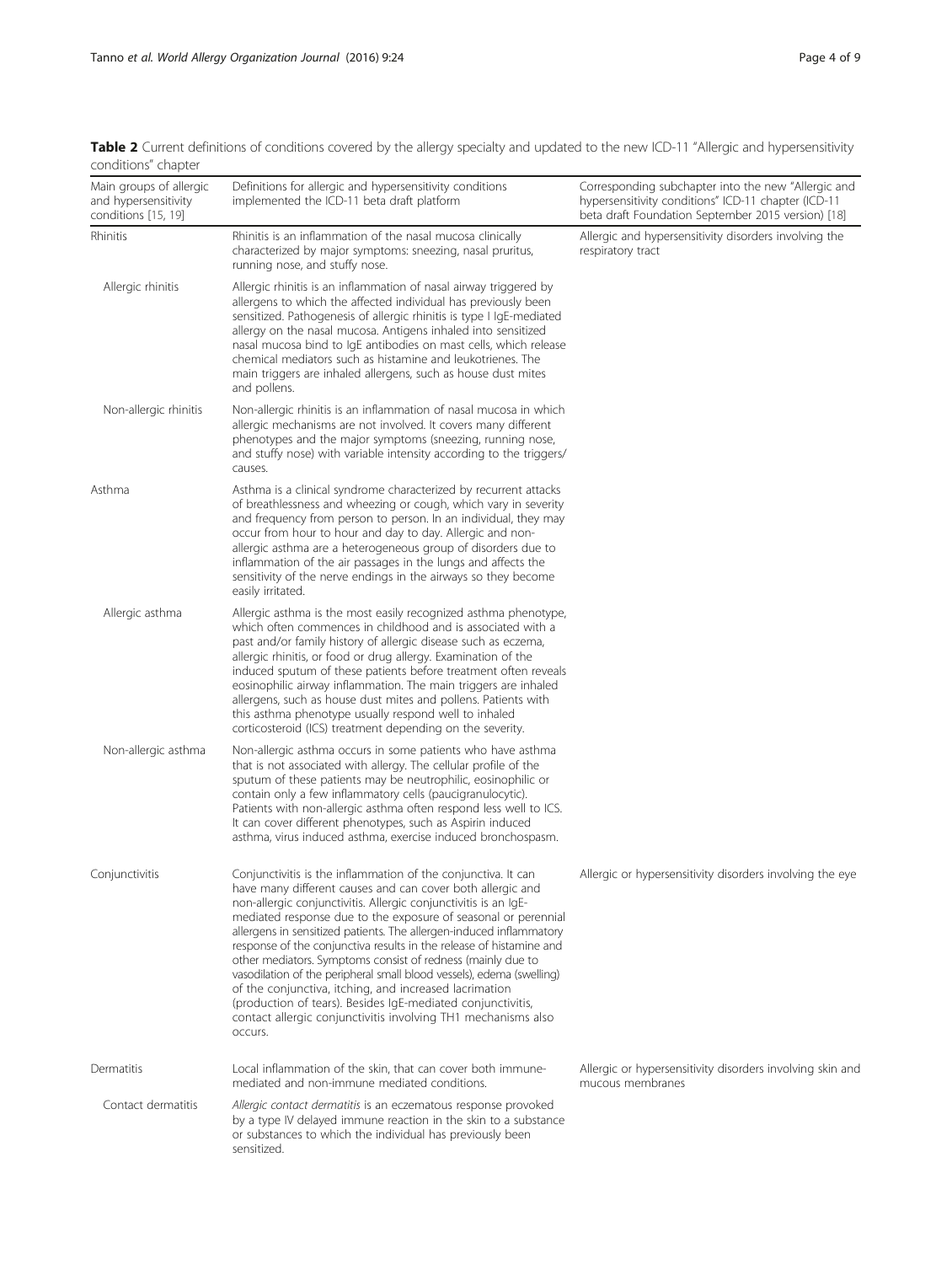**Table 2** Current definitions of conditions covered by the allergy specialty and updated to the new ICD-11 "Allergic and hypersensitivity conditions" chapter

| Main groups of allergic and hypersensitivity conditions [15, 19] | Definitions for allergic and hypersensitivity conditions implemented the ICD-11 beta draft platform | Corresponding subchapter into the new "Allergic and hypersensitivity conditions" ICD-11 chapter (ICD-11 beta draft Foundation September 2015 version) [18] |
|---|---|---|
| Rhinitis | Rhinitis is an inflammation of the nasal mucosa clinically characterized by major symptoms: sneezing, nasal pruritus, running nose, and stuffy nose. | Allergic and hypersensitivity disorders involving the respiratory tract |
| Allergic rhinitis | Allergic rhinitis is an inflammation of nasal airway triggered by allergens to which the affected individual has previously been sensitized. Pathogenesis of allergic rhinitis is type I IgE-mediated allergy on the nasal mucosa. Antigens inhaled into sensitized nasal mucosa bind to IgE antibodies on mast cells, which release chemical mediators such as histamine and leukotrienes. The main triggers are inhaled allergens, such as house dust mites and pollens. | |
| Non-allergic rhinitis | Non-allergic rhinitis is an inflammation of nasal mucosa in which allergic mechanisms are not involved. It covers many different phenotypes and the major symptoms (sneezing, running nose, and stuffy nose) with variable intensity according to the triggers/causes. | |
| Asthma | Asthma is a clinical syndrome characterized by recurrent attacks of breathlessness and wheezing or cough, which vary in severity and frequency from person to person. In an individual, they may occur from hour to hour and day to day. Allergic and non-allergic asthma are a heterogeneous group of disorders due to inflammation of the air passages in the lungs and affects the sensitivity of the nerve endings in the airways so they become easily irritated. | |
| Allergic asthma | Allergic asthma is the most easily recognized asthma phenotype, which often commences in childhood and is associated with a past and/or family history of allergic disease such as eczema, allergic rhinitis, or food or drug allergy. Examination of the induced sputum of these patients before treatment often reveals eosinophilic airway inflammation. The main triggers are inhaled allergens, such as house dust mites and pollens. Patients with this asthma phenotype usually respond well to inhaled corticosteroid (ICS) treatment depending on the severity. | |
| Non-allergic asthma | Non-allergic asthma occurs in some patients who have asthma that is not associated with allergy. The cellular profile of the sputum of these patients may be neutrophilic, eosinophilic or contain only a few inflammatory cells (paucigranulocytic). Patients with non-allergic asthma often respond less well to ICS. It can cover different phenotypes, such as Aspirin induced asthma, virus induced asthma, exercise induced bronchospasm. | |
| Conjunctivitis | Conjunctivitis is the inflammation of the conjunctiva. It can have many different causes and can cover both allergic and non-allergic conjunctivitis. Allergic conjunctivitis is an IgE-mediated response due to the exposure of seasonal or perennial allergens in sensitized patients. The allergen-induced inflammatory response of the conjunctiva results in the release of histamine and other mediators. Symptoms consist of redness (mainly due to vasodilation of the peripheral small blood vessels), edema (swelling) of the conjunctiva, itching, and increased lacrimation (production of tears). Besides IgE-mediated conjunctivitis, contact allergic conjunctivitis involving TH1 mechanisms also occurs. | Allergic or hypersensitivity disorders involving the eye |
| Dermatitis | Local inflammation of the skin, that can cover both immune-mediated and non-immune mediated conditions. | Allergic or hypersensitivity disorders involving skin and mucous membranes |
| Contact dermatitis | *Allergic contact dermatitis* is an eczematous response provoked by a type IV delayed immune reaction in the skin to a substance or substances to which the individual has previously been sensitized. | |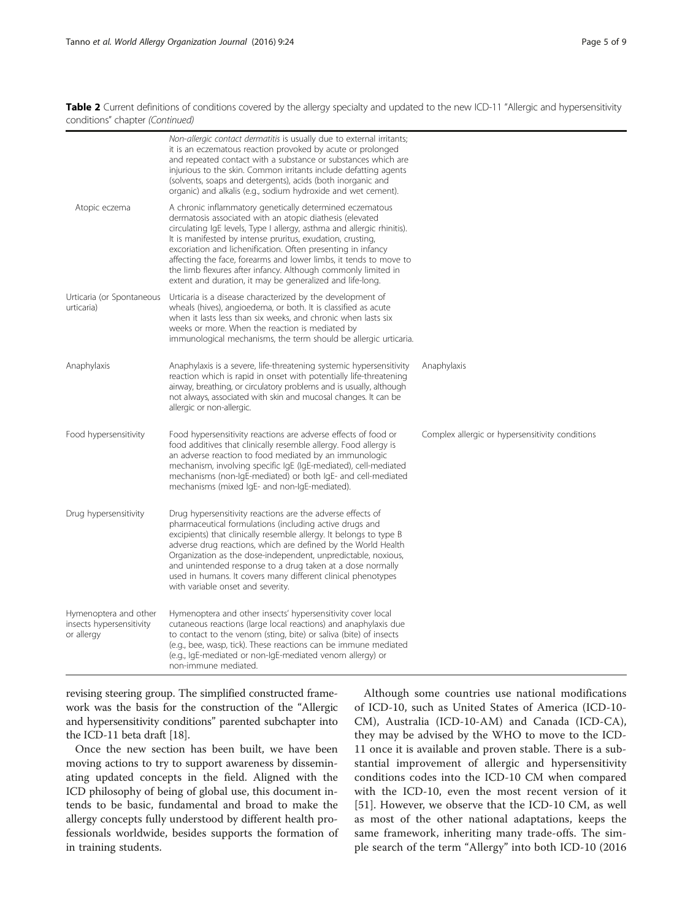**Table 2** Current definitions of conditions covered by the allergy specialty and updated to the new ICD-11 "Allergic and hypersensitivity conditions" chapter *(Continued)*

| | | |
|---|---|---|
| | *Non-allergic contact dermatitis* is usually due to external irritants; it is an eczematous reaction provoked by acute or prolonged and repeated contact with a substance or substances which are injurious to the skin. Common irritants include defatting agents (solvents, soaps and detergents), acids (both inorganic and organic) and alkalis (e.g., sodium hydroxide and wet cement). | |
| Atopic eczema | A chronic inflammatory genetically determined eczematous dermatosis associated with an atopic diathesis (elevated circulating IgE levels, Type I allergy, asthma and allergic rhinitis). It is manifested by intense pruritus, exudation, crusting, excoriation and lichenification. Often presenting in infancy affecting the face, forearms and lower limbs, it tends to move to the limb flexures after infancy. Although commonly limited in extent and duration, it may be generalized and life-long. | |
| Urticaria (or Spontaneous urticaria) | Urticaria is a disease characterized by the development of wheals (hives), angioedema, or both. It is classified as acute when it lasts less than six weeks, and chronic when lasts six weeks or more. When the reaction is mediated by immunological mechanisms, the term should be allergic urticaria. | |
| Anaphylaxis | Anaphylaxis is a severe, life-threatening systemic hypersensitivity reaction which is rapid in onset with potentially life-threatening airway, breathing, or circulatory problems and is usually, although not always, associated with skin and mucosal changes. It can be allergic or non-allergic. | Anaphylaxis |
| Food hypersensitivity | Food hypersensitivity reactions are adverse effects of food or food additives that clinically resemble allergy. Food allergy is an adverse reaction to food mediated by an immunologic mechanism, involving specific IgE (IgE-mediated), cell-mediated mechanisms (non-IgE-mediated) or both IgE- and cell-mediated mechanisms (mixed IgE- and non-IgE-mediated). | Complex allergic or hypersensitivity conditions |
| Drug hypersensitivity | Drug hypersensitivity reactions are the adverse effects of pharmaceutical formulations (including active drugs and excipients) that clinically resemble allergy. It belongs to type B adverse drug reactions, which are defined by the World Health Organization as the dose-independent, unpredictable, noxious, and unintended response to a drug taken at a dose normally used in humans. It covers many different clinical phenotypes with variable onset and severity. | |
| Hymenoptera and other insects hypersensitivity or allergy | Hymenoptera and other insects' hypersensitivity cover local cutaneous reactions (large local reactions) and anaphylaxis due to contact to the venom (sting, bite) or saliva (bite) of insects (e.g., bee, wasp, tick). These reactions can be immune mediated (e.g., IgE-mediated or non-IgE-mediated venom allergy) or non-immune mediated. | |

revising steering group. The simplified constructed framework was the basis for the construction of the "Allergic and hypersensitivity conditions" parented subchapter into the ICD-11 beta draft [18].

Once the new section has been built, we have been moving actions to try to support awareness by disseminating updated concepts in the field. Aligned with the ICD philosophy of being of global use, this document intends to be basic, fundamental and broad to make the allergy concepts fully understood by different health professionals worldwide, besides supports the formation of in training students.

Although some countries use national modifications of ICD-10, such as United States of America (ICD-10-CM), Australia (ICD-10-AM) and Canada (ICD-CA), they may be advised by the WHO to move to the ICD-11 once it is available and proven stable. There is a substantial improvement of allergic and hypersensitivity conditions codes into the ICD-10 CM when compared with the ICD-10, even the most recent version of it [51]. However, we observe that the ICD-10 CM, as well as most of the other national adaptations, keeps the same framework, inheriting many trade-offs. The simple search of the term "Allergy" into both ICD-10 (2016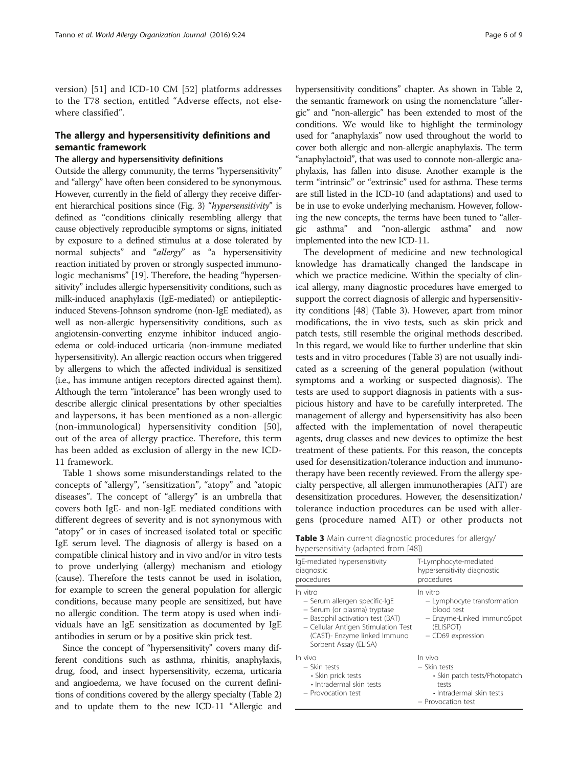version) [51] and ICD-10 CM [52] platforms addresses to the T78 section, entitled "Adverse effects, not elsewhere classified".

## The allergy and hypersensitivity definitions and semantic framework

### The allergy and hypersensitivity definitions

Outside the allergy community, the terms "hypersensitivity" and "allergy" have often been considered to be synonymous. However, currently in the field of allergy they receive different hierarchical positions since (Fig. 3) "*hypersensitivity*" is defined as "conditions clinically resembling allergy that cause objectively reproducible symptoms or signs, initiated by exposure to a defined stimulus at a dose tolerated by normal subjects" and "*allergy*" as "a hypersensitivity reaction initiated by proven or strongly suspected immunologic mechanisms" [19]. Therefore, the heading "hypersensitivity" includes allergic hypersensitivity conditions, such as milk-induced anaphylaxis (IgE-mediated) or antiepileptic-induced Stevens-Johnson syndrome (non-IgE mediated), as well as non-allergic hypersensitivity conditions, such as angiotensin-converting enzyme inhibitor induced angioedema or cold-induced urticaria (non-immune mediated hypersensitivity). An allergic reaction occurs when triggered by allergens to which the affected individual is sensitized (i.e., has immune antigen receptors directed against them). Although the term "intolerance" has been wrongly used to describe allergic clinical presentations by other specialties and laypersons, it has been mentioned as a non-allergic (non-immunological) hypersensitivity condition [50], out of the area of allergy practice. Therefore, this term has been added as exclusion of allergy in the new ICD-11 framework.

Table 1 shows some misunderstandings related to the concepts of "allergy", "sensitization", "atopy" and "atopic diseases". The concept of "allergy" is an umbrella that covers both IgE- and non-IgE mediated conditions with different degrees of severity and is not synonymous with "atopy" or in cases of increased isolated total or specific IgE serum level. The diagnosis of allergy is based on a compatible clinical history and in vivo and/or in vitro tests to prove underlying (allergy) mechanism and etiology (cause). Therefore the tests cannot be used in isolation, for example to screen the general population for allergic conditions, because many people are sensitized, but have no allergic condition. The term atopy is used when individuals have an IgE sensitization as documented by IgE antibodies in serum or by a positive skin prick test.

Since the concept of "hypersensitivity" covers many different conditions such as asthma, rhinitis, anaphylaxis, drug, food, and insect hypersensitivity, eczema, urticaria and angioedema, we have focused on the current definitions of conditions covered by the allergy specialty (Table 2) and to update them to the new ICD-11 "Allergic and hypersensitivity conditions" chapter. As shown in Table 2, the semantic framework on using the nomenclature "allergic" and "non-allergic" has been extended to most of the conditions. We would like to highlight the terminology used for "anaphylaxis" now used throughout the world to cover both allergic and non-allergic anaphylaxis. The term "anaphylactoid", that was used to connote non-allergic anaphylaxis, has fallen into disuse. Another example is the term "intrinsic" or "extrinsic" used for asthma. These terms are still listed in the ICD-10 (and adaptations) and used to be in use to evoke underlying mechanism. However, following the new concepts, the terms have been tuned to "allergic asthma" and "non-allergic asthma" and now implemented into the new ICD-11.

The development of medicine and new technological knowledge has dramatically changed the landscape in which we practice medicine. Within the specialty of clinical allergy, many diagnostic procedures have emerged to support the correct diagnosis of allergic and hypersensitivity conditions [48] (Table 3). However, apart from minor modifications, the in vivo tests, such as skin prick and patch tests, still resemble the original methods described. In this regard, we would like to further underline that skin tests and in vitro procedures (Table 3) are not usually indicated as a screening of the general population (without symptoms and a working or suspected diagnosis). The tests are used to support diagnosis in patients with a suspicious history and have to be carefully interpreted. The management of allergy and hypersensitivity has also been affected with the implementation of novel therapeutic agents, drug classes and new devices to optimize the best treatment of these patients. For this reason, the concepts used for desensitization/tolerance induction and immunotherapy have been recently reviewed. From the allergy specialty perspective, all allergen immunotherapies (AIT) are desensitization procedures. However, the desensitization/tolerance induction procedures can be used with allergens (procedure named AIT) or other products not

**Table 3** Main current diagnostic procedures for allergy/hypersensitivity (adapted from [48])

| IgE-mediated hypersensitivity diagnostic procedures | T-Lymphocyte-mediated hypersensitivity diagnostic procedures |
|---|---|
| In vitro<br>– Serum allergen specific-IgE<br>– Serum (or plasma) tryptase<br>– Basophil activation test (BAT)<br>– Cellular Antigen Stimulation Test (CAST)- Enzyme linked Immuno Sorbent Assay (ELISA) | In vitro<br>– Lymphocyte transformation blood test<br>– Enzyme-Linked ImmunoSpot (ELISPOT)<br>– CD69 expression |
| In vivo<br>– Skin tests<br>• Skin prick tests<br>• Intradermal skin tests<br>– Provocation test | In vivo<br>– Skin tests<br>• Skin patch tests/Photopatch tests<br>• Intradermal skin tests<br>– Provocation test |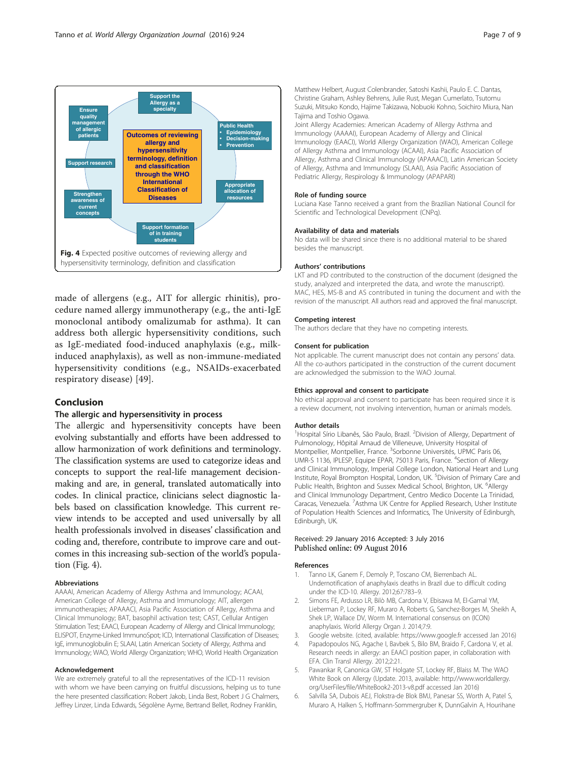Support the Allergy as a specialty

Ensure quality management of allergic patients

Public Health
- Epidemiology
- Decision-making
- Prevention

Outcomes of reviewing allergy and hypersensitivity terminology, definition and classification through the WHO International Classification of Diseases

Support research

Appropriate allocation of resources

Strengthen awareness of current concepts

Support formation of in training students

**Fig. 4** Expected positive outcomes of reviewing allergy and hypersensitivity terminology, definition and classification

made of allergens (e.g., AIT for allergic rhinitis), procedure named allergy immunotherapy (e.g., the anti-IgE monoclonal antibody omalizumab for asthma). It can address both allergic hypersensitivity conditions, such as IgE-mediated food-induced anaphylaxis (e.g., milk-induced anaphylaxis), as well as non-immune-mediated hypersensitivity conditions (e.g., NSAIDs-exacerbated respiratory disease) [49].

## Conclusion

### The allergic and hypersensitivity in process

The allergic and hypersensitivity concepts have been evolving substantially and efforts have been addressed to allow harmonization of work definitions and terminology. The classification systems are used to categorize ideas and concepts to support the real-life management decision-making and are, in general, translated automatically into codes. In clinical practice, clinicians select diagnostic labels based on classification knowledge. This current review intends to be accepted and used universally by all health professionals involved in diseases' classification and coding and, therefore, contribute to improve care and outcomes in this increasing sub-section of the world's population (Fig. 4).

#### Abbreviations

AAAAI, American Academy of Allergy Asthma and Immunology; ACAAI, American College of Allergy, Asthma and Immunology; AIT, allergen immunotherapies; APAAACI, Asia Pacific Association of Allergy, Asthma and Clinical Immunology; BAT, basophil activation test; CAST, Cellular Antigen Stimulation Test; EAACI, European Academy of Allergy and Clinical Immunology; ELISPOT, Enzyme-Linked ImmunoSpot; ICD, International Classification of Diseases; IgE, immunoglobulin E; SLAAI, Latin American Society of Allergy, Asthma and Immunology; WAO, World Allergy Organization; WHO, World Health Organization

#### Acknowledgement

We are extremely grateful to all the representatives of the ICD-11 revision with whom we have been carrying on fruitful discussions, helping us to tune the here presented classification: Robert Jakob, Linda Best, Robert J G Chalmers, Jeffrey Linzer, Linda Edwards, Ségolène Ayme, Bertrand Bellet, Rodney Franklin, Matthew Helbert, August Colenbrander, Satoshi Kashii, Paulo E. C. Dantas, Christine Graham, Ashley Behrens, Julie Rust, Megan Cumerlato, Tsutomu Suzuki, Mitsuko Kondo, Hajime Takizawa, Nobuoki Kohno, Soichiro Miura, Nan Tajima and Toshio Ogawa.

Joint Allergy Academies: American Academy of Allergy Asthma and Immunology (AAAAI), European Academy of Allergy and Clinical Immunology (EAACI), World Allergy Organization (WAO), American College of Allergy Asthma and Immunology (ACAAI), Asia Pacific Association of Allergy, Asthma and Clinical Immunology (APAAACI), Latin American Society of Allergy, Asthma and Immunology (SLAAI), Asia Pacific Association of Pediatric Allergy, Respirology & Immunology (APAPARI)

#### Role of funding source

Luciana Kase Tanno received a grant from the Brazilian National Council for Scientific and Technological Development (CNPq).

#### Availability of data and materials

No data will be shared since there is no additional material to be shared besides the manuscript.

#### Authors' contributions

LKT and PD contributed to the construction of the document (designed the study, analyzed and interpreted the data, and wrote the manuscript). MAC, HES, MS-B and AS contributed in tuning the document and with the revision of the manuscript. All authors read and approved the final manuscript.

#### Competing interest

The authors declare that they have no competing interests.

#### Consent for publication

Not applicable. The current manuscript does not contain any persons' data. All the co-authors participated in the construction of the current document are acknowledged the submission to the WAO Journal.

#### Ethics approval and consent to participate

No ethical approval and consent to participate has been required since it is a review document, not involving intervention, human or animals models.

#### Author details

[1]Hospital Sírio Libanês, São Paulo, Brazil. [2]Division of Allergy, Department of Pulmonology, Hôpital Arnaud de Villeneuve, University Hospital of Montpellier, Montpellier, France. [3]Sorbonne Universités, UPMC Paris 06, UMR-S 1136, IPLESP, Equipe EPAR, 75013 Paris, France. [4]Section of Allergy and Clinical Immunology, Imperial College London, National Heart and Lung Institute, Royal Brompton Hospital, London, UK. [5]Division of Primary Care and Public Health, Brighton and Sussex Medical School, Brighton, UK. [6]Allergy and Clinical Immunology Department, Centro Medico Docente La Trinidad, Caracas, Venezuela. [7]Asthma UK Centre for Applied Research, Usher Institute of Population Health Sciences and Informatics, The University of Edinburgh, Edinburgh, UK.

Received: 29 January 2016 Accepted: 3 July 2016
Published online: 09 August 2016

#### References

1. Tanno LK, Ganem F, Demoly P, Toscano CM, Bierrenbach AL. Undernotification of anaphylaxis deaths in Brazil due to difficult coding under the ICD-10. Allergy. 2012;67:783–9.
2. Simons FE, Ardusso LR, Bilò MB, Cardona V, Ebisawa M, El-Gamal YM, Lieberman P, Lockey RF, Muraro A, Roberts G, Sanchez-Borges M, Sheikh A, Shek LP, Wallace DV, Worm M. International consensus on (ICON) anaphylaxis. World Allergy Organ J. 2014;7:9.
3. Google website. (cited, available: https://www.google.fr accessed Jan 2016)
4. Papadopoulos NG, Agache I, Bavbek S, Bilo BM, Braido F, Cardona V, et al. Research needs in allergy: an EAACI position paper, in collaboration with EFA. Clin Transl Allergy. 2012;2:21.
5. Pawankar R, Canonica GW, ST Holgate ST, Lockey RF, Blaiss M. The WAO White Book on Allergy (Update. 2013, available: http://www.worldallergy.org/UserFiles/file/WhiteBook2-2013-v8.pdf accessed Jan 2016)
6. Salvilla SA, Dubois AEJ, Flokstra-de Blok BMJ, Panesar SS, Worth A, Patel S, Muraro A, Halken S, Hoffmann-Sommergruber K, DunnGalvin A, Hourihane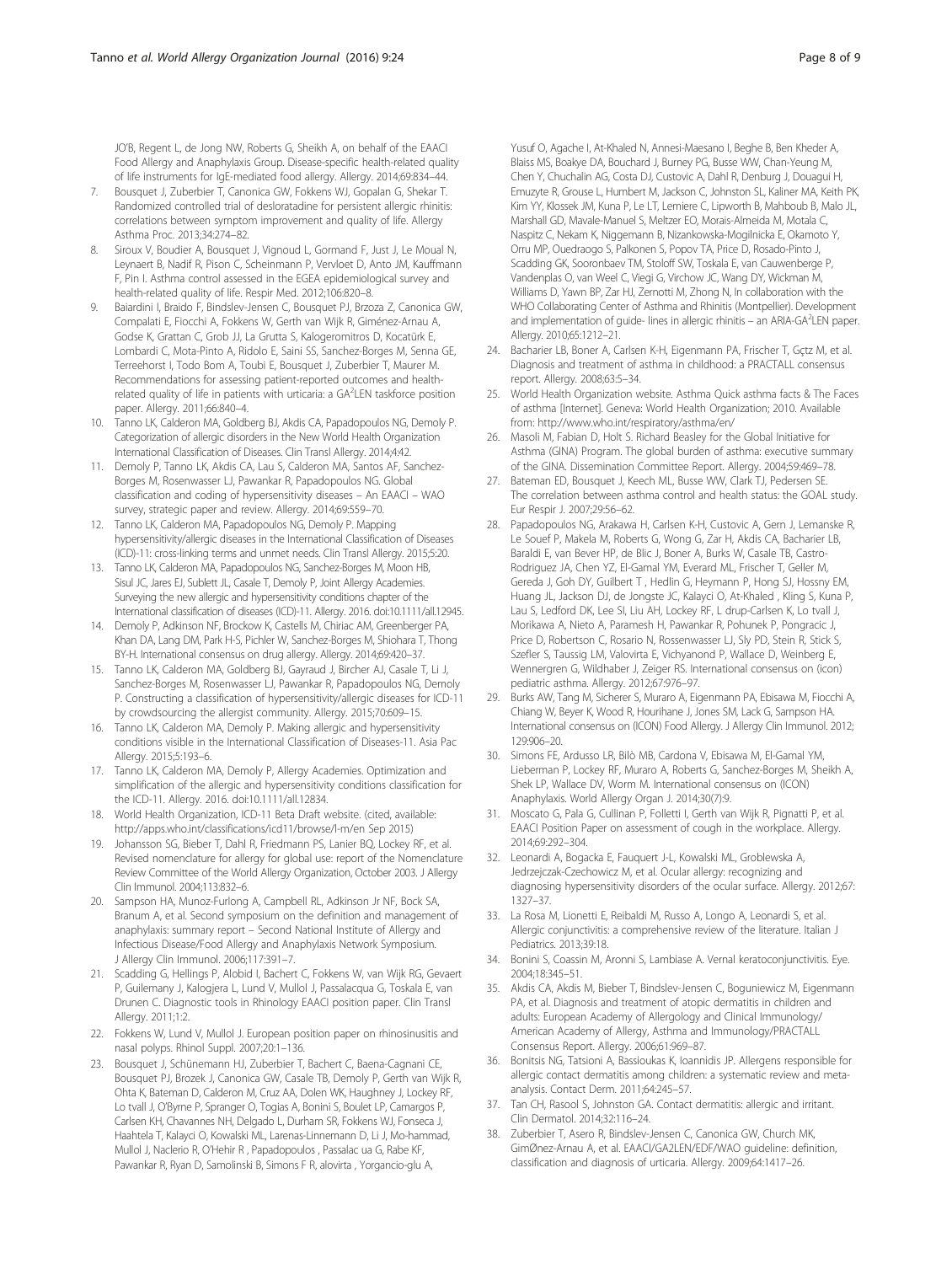JO'B, Regent L, de Jong NW, Roberts G, Sheikh A, on behalf of the EAACI Food Allergy and Anaphylaxis Group. Disease-specific health-related quality of life instruments for IgE-mediated food allergy. Allergy. 2014;69:834–44.

7. Bousquet J, Zuberbier T, Canonica GW, Fokkens WJ, Gopalan G, Shekar T. Randomized controlled trial of desloratadine for persistent allergic rhinitis: correlations between symptom improvement and quality of life. Allergy Asthma Proc. 2013;34:274–82.
8. Siroux V, Boudier A, Bousquet J, Vignoud L, Gormand F, Just J, Le Moual N, Leynaert B, Nadif R, Pison C, Scheinmann P, Vervloet D, Anto JM, Kauffmann F, Pin I. Asthma control assessed in the EGEA epidemiological survey and health-related quality of life. Respir Med. 2012;106:820–8.
9. Baiardini I, Braido F, Bindslev-Jensen C, Bousquet PJ, Brzoza Z, Canonica GW, Compalati E, Fiocchi A, Fokkens W, Gerth van Wijk R, Giménez-Arnau A, Godse K, Grattan C, Grob JJ, La Grutta S, Kalogeromitros D, Kocatürk E, Lombardi C, Mota-Pinto A, Ridolo E, Saini SS, Sanchez-Borges M, Senna GE, Terreehorst I, Todo Bom A, Toubi E, Bousquet J, Zuberbier T, Maurer M. Recommendations for assessing patient-reported outcomes and health-related quality of life in patients with urticaria: a GA$^2$LEN taskforce position paper. Allergy. 2011;66:840–4.
10. Tanno LK, Calderon MA, Goldberg BJ, Akdis CA, Papadopoulos NG, Demoly P. Categorization of allergic disorders in the New World Health Organization International Classification of Diseases. Clin Transl Allergy. 2014;4:42.
11. Demoly P, Tanno LK, Akdis CA, Lau S, Calderon MA, Santos AF, Sanchez-Borges M, Rosenwasser LJ, Pawankar R, Papadopoulos NG. Global classification and coding of hypersensitivity diseases – An EAACI – WAO survey, strategic paper and review. Allergy. 2014;69:559–70.
12. Tanno LK, Calderon MA, Papadopoulos NG, Demoly P. Mapping hypersensitivity/allergic diseases in the International Classification of Diseases (ICD)-11: cross-linking terms and unmet needs. Clin Transl Allergy. 2015;5:20.
13. Tanno LK, Calderon MA, Papadopoulos NG, Sanchez-Borges M, Moon HB, Sisul JC, Jares EJ, Sublett JL, Casale T, Demoly P, Joint Allergy Academies. Surveying the new allergic and hypersensitivity conditions chapter of the International classification of diseases (ICD)-11. Allergy. 2016. doi:10.1111/all.12945.
14. Demoly P, Adkinson NF, Brockow K, Castells M, Chiriac AM, Greenberger PA, Khan DA, Lang DM, Park H-S, Pichler W, Sanchez-Borges M, Shiohara T, Thong BY-H. International consensus on drug allergy. Allergy. 2014;69:420–37.
15. Tanno LK, Calderon MA, Goldberg BJ, Gayraud J, Bircher AJ, Casale T, Li J, Sanchez-Borges M, Rosenwasser LJ, Pawankar R, Papadopoulos NG, Demoly P. Constructing a classification of hypersensitivity/allergic diseases for ICD-11 by crowdsourcing the allergist community. Allergy. 2015;70:609–15.
16. Tanno LK, Calderon MA, Demoly P. Making allergic and hypersensitivity conditions visible in the International Classification of Diseases-11. Asia Pac Allergy. 2015;5:193–6.
17. Tanno LK, Calderon MA, Demoly P, Allergy Academies. Optimization and simplification of the allergic and hypersensitivity conditions classification for the ICD-11. Allergy. 2016. doi:10.1111/all.12834.
18. World Health Organization, ICD-11 Beta Draft website. (cited, available: http://apps.who.int/classifications/icd11/browse/l-m/en Sep 2015)
19. Johansson SG, Bieber T, Dahl R, Friedmann PS, Lanier BQ, Lockey RF, et al. Revised nomenclature for allergy for global use: report of the Nomenclature Review Committee of the World Allergy Organization, October 2003. J Allergy Clin Immunol. 2004;113:832–6.
20. Sampson HA, Munoz-Furlong A, Campbell RL, Adkinson Jr NF, Bock SA, Branum A, et al. Second symposium on the definition and management of anaphylaxis: summary report – Second National Institute of Allergy and Infectious Disease/Food Allergy and Anaphylaxis Network Symposium. J Allergy Clin Immunol. 2006;117:391–7.
21. Scadding G, Hellings P, Alobid I, Bachert C, Fokkens W, van Wijk RG, Gevaert P, Guilemany J, Kalogjera L, Lund V, Mullol J, Passalacqua G, Toskala E, van Drunen C. Diagnostic tools in Rhinology EAACI position paper. Clin Transl Allergy. 2011;1:2.
22. Fokkens W, Lund V, Mullol J. European position paper on rhinosinusitis and nasal polyps. Rhinol Suppl. 2007;20:1–136.
23. Bousquet J, Schünemann HJ, Zuberbier T, Bachert C, Baena-Cagnani CE, Bousquet PJ, Brozek J, Canonica GW, Casale TB, Demoly P, Gerth van Wijk R, Ohta K, Bateman D, Calderon M, Cruz AA, Dolen WK, Haughney J, Lockey RF, Lo tvall J, O'Byrne P, Spranger O, Togias A, Bonini S, Boulet LP, Camargos P, Carlsen KH, Chavannes NH, Delgado L, Durham SR, Fokkens WJ, Fonseca J, Haahtela T, Kalayci O, Kowalski ML, Larenas-Linnemann D, Li J, Mo-hammad, Mullol J, Naclerio R, O'Hehir R , Papadopoulos , Passalac ua G, Rabe KF, Pawankar R, Ryan D, Samolinski B, Simons F R, alovirta , Yorgancio-glu A, Yusuf O, Agache I, At-Khaled N, Annesi-Maesano I, Beghe B, Ben Kheder A, Blaiss MS, Boakye DA, Bouchard J, Burney PG, Busse WW, Chan-Yeung M, Chen Y, Chuchalin AG, Costa DJ, Custovic A, Dahl R, Denburg J, Douagui H, Emuzyte R, Grouse L, Humbert M, Jackson C, Johnston SL, Kaliner MA, Keith PK, Kim YY, Klossek JM, Kuna P, Le LT, Lemiere C, Lipworth B, Mahboub B, Malo JL, Marshall GD, Mavale-Manuel S, Meltzer EO, Morais-Almeida M, Motala C, Naspitz C, Nekam K, Niggemann B, Nizankowska-Mogilnicka E, Okamoto Y, Orru MP, Ouedraogo S, Palkonen S, Popov TA, Price D, Rosado-Pinto J, Scadding GK, Sooronbaev TM, Stoloff SW, Toskala E, van Cauwenberge P, Vandenplas O, van Weel C, Viegi G, Virchow JC, Wang DY, Wickman M, Williams D, Yawn BP, Zar HJ, Zernotti M, Zhong N, In collaboration with the WHO Collaborating Center of Asthma and Rhinitis (Montpellier). Development and implementation of guide- lines in allergic rhinitis – an ARIA-GA$^2$LEN paper. Allergy. 2010;65:1212–21.
24. Bacharier LB, Boner A, Carlsen K-H, Eigenmann PA, Frischer T, Gçtz M, et al. Diagnosis and treatment of asthma in childhood: a PRACTALL consensus report. Allergy. 2008;63:5–34.
25. World Health Organization website. Asthma Quick asthma facts & The Faces of asthma [Internet]. Geneva: World Health Organization; 2010. Available from: http://www.who.int/respiratory/asthma/en/
26. Masoli M, Fabian D, Holt S. Richard Beasley for the Global Initiative for Asthma (GINA) Program. The global burden of asthma: executive summary of the GINA. Dissemination Committee Report. Allergy. 2004;59:469–78.
27. Bateman ED, Bousquet J, Keech ML, Busse WW, Clark TJ, Pedersen SE. The correlation between asthma control and health status: the GOAL study. Eur Respir J. 2007;29:56–62.
28. Papadopoulos NG, Arakawa H, Carlsen K-H, Custovic A, Gern J, Lemanske R, Le Souef P, Makela M, Roberts G, Wong G, Zar H, Akdis CA, Bacharier LB, Baraldi E, van Bever HP, de Blic J, Boner A, Burks W, Casale TB, Castro-Rodriguez JA, Chen YZ, El-Gamal YM, Everard ML, Frischer T, Geller M, Gereda J, Goh DY, Guilbert T , Hedlin G, Heymann P, Hong SJ, Hossny EM, Huang JL, Jackson DJ, de Jongste JC, Kalayci O, At-Khaled , Kling S, Kuna P, Lau S, Ledford DK, Lee SI, Liu AH, Lockey RF, L drup-Carlsen K, Lo tvall J, Morikawa A, Nieto A, Paramesh H, Pawankar R, Pohunek P, Pongracic J, Price D, Robertson C, Rosario N, Rossenwasser LJ, Sly PD, Stein R, Stick S, Szefler S, Taussig LM, Valovirta E, Vichyanond P, Wallace D, Weinberg E, Wennergren G, Wildhaber J, Zeiger RS. International consensus on (icon) pediatric asthma. Allergy. 2012;67:976–97.
29. Burks AW, Tang M, Sicherer S, Muraro A, Eigenmann PA, Ebisawa M, Fiocchi A, Chiang W, Beyer K, Wood R, Hourihane J, Jones SM, Lack G, Sampson HA. International consensus on (ICON) Food Allergy. J Allergy Clin Immunol. 2012; 129:906–20.
30. Simons FE, Ardusso LR, Bilò MB, Cardona V, Ebisawa M, El-Gamal YM, Lieberman P, Lockey RF, Muraro A, Roberts G, Sanchez-Borges M, Sheikh A, Shek LP, Wallace DV, Worm M. International consensus on (ICON) Anaphylaxis. World Allergy Organ J. 2014;30(7):9.
31. Moscato G, Pala G, Cullinan P, Folletti I, Gerth van Wijk R, Pignatti P, et al. EAACI Position Paper on assessment of cough in the workplace. Allergy. 2014;69:292–304.
32. Leonardi A, Bogacka E, Fauquert J-L, Kowalski ML, Groblewska A, Jedrzejczak-Czechowicz M, et al. Ocular allergy: recognizing and diagnosing hypersensitivity disorders of the ocular surface. Allergy. 2012;67: 1327–37.
33. La Rosa M, Lionetti E, Reibaldi M, Russo A, Longo A, Leonardi S, et al. Allergic conjunctivitis: a comprehensive review of the literature. Italian J Pediatrics. 2013;39:18.
34. Bonini S, Coassin M, Aronni S, Lambiase A. Vernal keratoconjunctivitis. Eye. 2004;18:345–51.
35. Akdis CA, Akdis M, Bieber T, Bindslev-Jensen C, Boguniewicz M, Eigenmann PA, et al. Diagnosis and treatment of atopic dermatitis in children and adults: European Academy of Allergology and Clinical Immunology/ American Academy of Allergy, Asthma and Immunology/PRACTALL Consensus Report. Allergy. 2006;61:969–87.
36. Bonitsis NG, Tatsioni A, Bassioukas K, Ioannidis JP. Allergens responsible for allergic contact dermatitis among children: a systematic review and meta-analysis. Contact Derm. 2011;64:245–57.
37. Tan CH, Rasool S, Johnston GA. Contact dermatitis: allergic and irritant. Clin Dermatol. 2014;32:116–24.
38. Zuberbier T, Asero R, Bindslev-Jensen C, Canonica GW, Church MK, GimØnez-Arnau A, et al. EAACI/GA2LEN/EDF/WAO guideline: definition, classification and diagnosis of urticaria. Allergy. 2009;64:1417–26.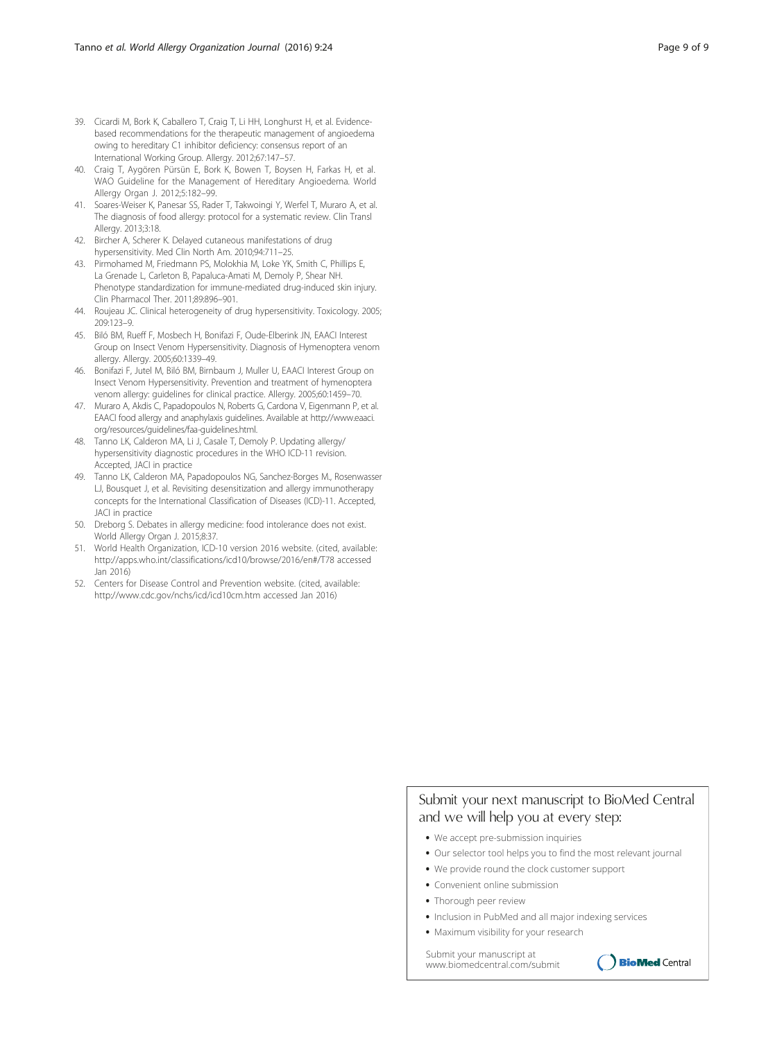39. Cicardi M, Bork K, Caballero T, Craig T, Li HH, Longhurst H, et al. Evidence-based recommendations for the therapeutic management of angioedema owing to hereditary C1 inhibitor deficiency: consensus report of an International Working Group. Allergy. 2012;67:147–57.
40. Craig T, Aygören Pürsün E, Bork K, Bowen T, Boysen H, Farkas H, et al. WAO Guideline for the Management of Hereditary Angioedema. World Allergy Organ J. 2012;5:182–99.
41. Soares-Weiser K, Panesar SS, Rader T, Takwoingi Y, Werfel T, Muraro A, et al. The diagnosis of food allergy: protocol for a systematic review. Clin Transl Allergy. 2013;3:18.
42. Bircher A, Scherer K. Delayed cutaneous manifestations of drug hypersensitivity. Med Clin North Am. 2010;94:711–25.
43. Pirmohamed M, Friedmann PS, Molokhia M, Loke YK, Smith C, Phillips E, La Grenade L, Carleton B, Papaluca-Amati M, Demoly P, Shear NH. Phenotype standardization for immune-mediated drug-induced skin injury. Clin Pharmacol Ther. 2011;89:896–901.
44. Roujeau JC. Clinical heterogeneity of drug hypersensitivity. Toxicology. 2005; 209:123–9.
45. Biló BM, Rueff F, Mosbech H, Bonifazi F, Oude-Elberink JN, EAACI Interest Group on Insect Venom Hypersensitivity. Diagnosis of Hymenoptera venom allergy. Allergy. 2005;60:1339–49.
46. Bonifazi F, Jutel M, Biló BM, Birnbaum J, Muller U, EAACI Interest Group on Insect Venom Hypersensitivity. Prevention and treatment of hymenoptera venom allergy: guidelines for clinical practice. Allergy. 2005;60:1459–70.
47. Muraro A, Akdis C, Papadopoulos N, Roberts G, Cardona V, Eigenmann P, et al. EAACI food allergy and anaphylaxis guidelines. Available at http://www.eaaci.org/resources/guidelines/faa-guidelines.html.
48. Tanno LK, Calderon MA, Li J, Casale T, Demoly P. Updating allergy/hypersensitivity diagnostic procedures in the WHO ICD-11 revision. Accepted, JACI in practice
49. Tanno LK, Calderon MA, Papadopoulos NG, Sanchez-Borges M., Rosenwasser LJ, Bousquet J, et al. Revisiting desensitization and allergy immunotherapy concepts for the International Classification of Diseases (ICD)-11. Accepted, JACI in practice
50. Dreborg S. Debates in allergy medicine: food intolerance does not exist. World Allergy Organ J. 2015;8:37.
51. World Health Organization, ICD-10 version 2016 website. (cited, available: http://apps.who.int/classifications/icd10/browse/2016/en#/T78 accessed Jan 2016)
52. Centers for Disease Control and Prevention website. (cited, available: http://www.cdc.gov/nchs/icd/icd10cm.htm accessed Jan 2016)